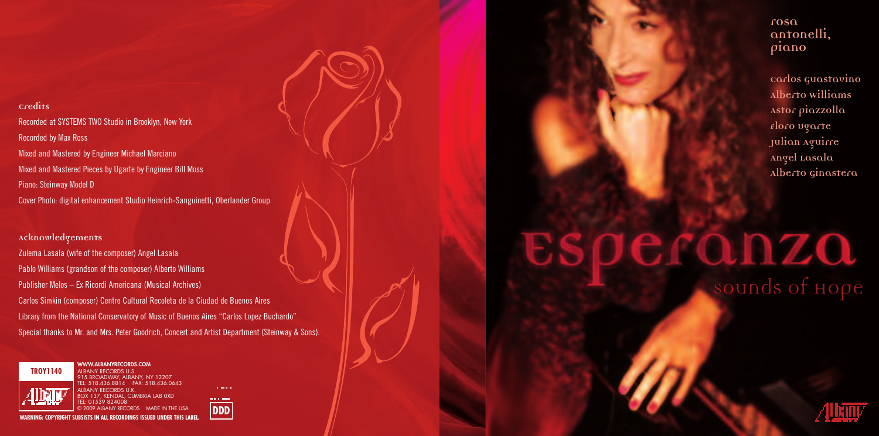### credits

Recorded at SYSTEMS TWO Studio in Brooklyn, New York

Recorded by Max Ross

Mixed and Mastered by Engineer Michael Marciano

Mixed and Mastered Pieces by Ugarte by Engineer Bill Moss

Piano: Steinway Model D

Cover Photo: digital enhancement Studio Heinrich-Sanguinetti, Oberlander Group

### Acknowledgements

Zulema Lasala (wife of the composer) Angel Lasala

Pablo Williams (grandson of the composer) Alberto Williams

Publisher Melos – Ex Ricordi Americana (Musical Archives)

Carlos Simkin (composer) Centro Cultural Recoleta de la Ciudad de Buenos Aires

Library from the National Conservatory of Music of Buenos Aires "Carlos Lopez Buchardo"

Special thanks to Mr. and Mrs. Peter Goodrich, Concert and Artist Department (Steinway & Sons).

**TROY1140**

**WWW.ALBANYRECORDS.COM**
ALBANY RECORDS U.S.
915 BROADWAY, ALBANY, NY 12207
TEL: 518.436.8814 FAX: 518.436.0643
ALBANY RECORDS U.K.
BOX 137, KENDAL, CUMBRIA LA8 0XD
TEL: 01539 824008
© 2009 ALBANY RECORDS MADE IN THE USA

DDD

**WARNING: COPYRIGHT SUBSISTS IN ALL RECORDINGS ISSUED UNDER THIS LABEL.**

rosa antonelli, piano

carlos guastavino
Alberto williams
Astor piazzolla
floro ugarte
julian Aguirre
Angel Lasala
Alberto ginastera

# Esperanza

## sounds of Hope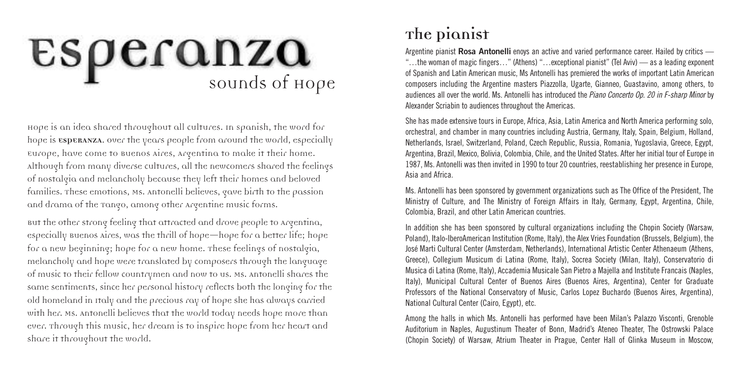# Esperanza

## sounds of Hope

Hope is an idea shared throughout all cultures. In Spanish, the word for hope is **esperanza**. Over the years people from around the world, especially Europe, have come to Buenos Aires, Argentina to make it their home. Although from many diverse cultures, all the newcomers shared the feelings of nostalgia and melancholy because they left their homes and beloved families. These emotions, Ms. Antonelli believes, gave birth to the passion and drama of the Tango, among other Argentine music forms.

But the other strong feeling that attracted and drove people to Argentina, especially Buenos Aires, was the thrill of hope—hope for a better life; hope for a new beginning; hope for a new home. These feelings of nostalgia, melancholy and hope were translated by composers through the language of music to their fellow countrymen and now to us. Ms. Antonelli shares the same sentiments, since her personal history reflects both the longing for the old homeland in Italy and the precious ray of hope she has always carried with her. Ms. Antonelli believes that the world today needs hope more than ever. Through this music, her dream is to inspire hope from her heart and share it throughout the world.

## The pianist

Argentine pianist **Rosa Antonelli** enoys an active and varied performance career. Hailed by critics — "…the woman of magic fingers…" (Athens) "…exceptional pianist" (Tel Aviv) — as a leading exponent of Spanish and Latin American music, Ms Antonelli has premiered the works of important Latin American composers including the Argentine masters Piazzolla, Ugarte, Gianneo, Guastavino, among others, to audiences all over the world. Ms. Antonelli has introduced the *Piano Concerto Op. 20 in F-sharp Minor* by Alexander Scriabin to audiences throughout the Americas.

She has made extensive tours in Europe, Africa, Asia, Latin America and North America performing solo, orchestral, and chamber in many countries including Austria, Germany, Italy, Spain, Belgium, Holland, Netherlands, Israel, Switzerland, Poland, Czech Republic, Russia, Romania, Yugoslavia, Greece, Egypt, Argentina, Brazil, Mexico, Bolivia, Colombia, Chile, and the United States. After her initial tour of Europe in 1987, Ms. Antonelli was then invited in 1990 to tour 20 countries, reestablishing her presence in Europe, Asia and Africa.

Ms. Antonelli has been sponsored by government organizations such as The Office of the President, The Ministry of Culture, and The Ministry of Foreign Affairs in Italy, Germany, Egypt, Argentina, Chile, Colombia, Brazil, and other Latin American countries.

In addition she has been sponsored by cultural organizations including the Chopin Society (Warsaw, Poland), Italo-IberoAmerican Institution (Rome, Italy), the Alex Vries Foundation (Brussels, Belgium), the José Marti Cultural Center (Amsterdam, Netherlands), International Artistic Center Athenaeum (Athens, Greece), Collegium Musicum di Latina (Rome, Italy), Socrea Society (Milan, Italy), Conservatorio di Musica di Latina (Rome, Italy), Accademia Musicale San Pietro a Majella and Institute Francais (Naples, Italy), Municipal Cultural Center of Buenos Aires (Buenos Aires, Argentina), Center for Graduate Professors of the National Conservatory of Music, Carlos Lopez Buchardo (Buenos Aires, Argentina), National Cultural Center (Cairo, Egypt), etc.

Among the halls in which Ms. Antonelli has performed have been Milan's Palazzo Visconti, Grenoble Auditorium in Naples, Augustinum Theater of Bonn, Madrid's Ateneo Theater, The Ostrowski Palace (Chopin Society) of Warsaw, Atrium Theater in Prague, Center Hall of Glinka Museum in Moscow,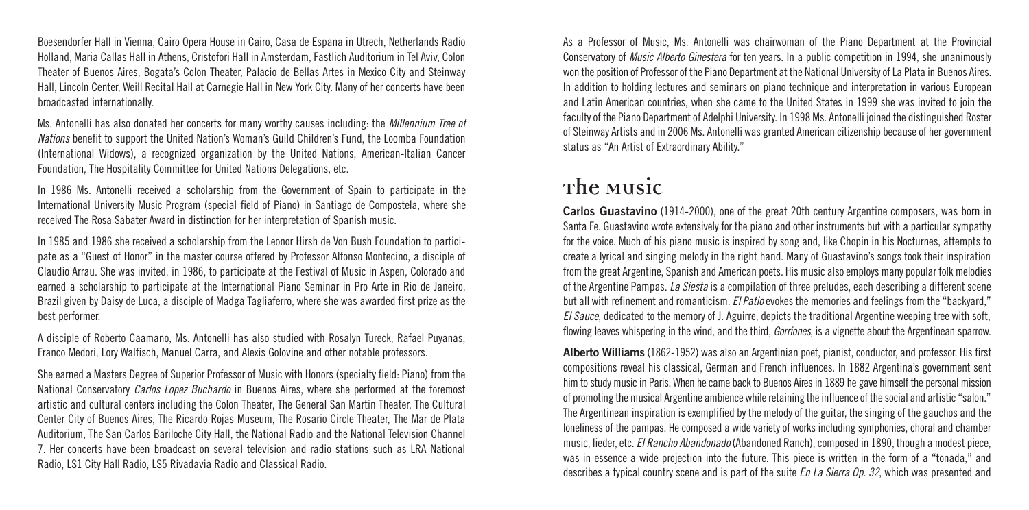Boesendorfer Hall in Vienna, Cairo Opera House in Cairo, Casa de Espana in Utrech, Netherlands Radio Holland, Maria Callas Hall in Athens, Cristofori Hall in Amsterdam, Fastlich Auditorium in Tel Aviv, Colon Theater of Buenos Aires, Bogata's Colon Theater, Palacio de Bellas Artes in Mexico City and Steinway Hall, Lincoln Center, Weill Recital Hall at Carnegie Hall in New York City. Many of her concerts have been broadcasted internationally.

Ms. Antonelli has also donated her concerts for many worthy causes including: the *Millennium Tree of Nations* benefit to support the United Nation's Woman's Guild Children's Fund, the Loomba Foundation (International Widows), a recognized organization by the United Nations, American-Italian Cancer Foundation, The Hospitality Committee for United Nations Delegations, etc.

In 1986 Ms. Antonelli received a scholarship from the Government of Spain to participate in the International University Music Program (special field of Piano) in Santiago de Compostela, where she received The Rosa Sabater Award in distinction for her interpretation of Spanish music.

In 1985 and 1986 she received a scholarship from the Leonor Hirsh de Von Bush Foundation to participate as a "Guest of Honor" in the master course offered by Professor Alfonso Montecino, a disciple of Claudio Arrau. She was invited, in 1986, to participate at the Festival of Music in Aspen, Colorado and earned a scholarship to participate at the International Piano Seminar in Pro Arte in Rio de Janeiro, Brazil given by Daisy de Luca, a disciple of Madga Tagliaferro, where she was awarded first prize as the best performer.

A disciple of Roberto Caamano, Ms. Antonelli has also studied with Rosalyn Tureck, Rafael Puyanas, Franco Medori, Lory Walfisch, Manuel Carra, and Alexis Golovine and other notable professors.

She earned a Masters Degree of Superior Professor of Music with Honors (specialty field: Piano) from the National Conservatory *Carlos Lopez Buchardo* in Buenos Aires, where she performed at the foremost artistic and cultural centers including the Colon Theater, The General San Martin Theater, The Cultural Center City of Buenos Aires, The Ricardo Rojas Museum, The Rosario Circle Theater, The Mar de Plata Auditorium, The San Carlos Bariloche City Hall, the National Radio and the National Television Channel 7. Her concerts have been broadcast on several television and radio stations such as LRA National Radio, LS1 City Hall Radio, LS5 Rivadavia Radio and Classical Radio.

As a Professor of Music, Ms. Antonelli was chairwoman of the Piano Department at the Provincial Conservatory of *Music Alberto Ginestera* for ten years. In a public competition in 1994, she unanimously won the position of Professor of the Piano Department at the National University of La Plata in Buenos Aires. In addition to holding lectures and seminars on piano technique and interpretation in various European and Latin American countries, when she came to the United States in 1999 she was invited to join the faculty of the Piano Department of Adelphi University. In 1998 Ms. Antonelli joined the distinguished Roster of Steinway Artists and in 2006 Ms. Antonelli was granted American citizenship because of her government status as "An Artist of Extraordinary Ability."

## The Music

**Carlos Guastavino** (1914-2000), one of the great 20th century Argentine composers, was born in Santa Fe. Guastavino wrote extensively for the piano and other instruments but with a particular sympathy for the voice. Much of his piano music is inspired by song and, like Chopin in his Nocturnes, attempts to create a lyrical and singing melody in the right hand. Many of Guastavino's songs took their inspiration from the great Argentine, Spanish and American poets. His music also employs many popular folk melodies of the Argentine Pampas. *La Siesta* is a compilation of three preludes, each describing a different scene but all with refinement and romanticism. *El Patio* evokes the memories and feelings from the "backyard," *El Sauce*, dedicated to the memory of J. Aguirre, depicts the traditional Argentine weeping tree with soft, flowing leaves whispering in the wind, and the third, *Gorriones*, is a vignette about the Argentinean sparrow.

**Alberto Williams** (1862-1952) was also an Argentinian poet, pianist, conductor, and professor. His first compositions reveal his classical, German and French influences. In 1882 Argentina's government sent him to study music in Paris. When he came back to Buenos Aires in 1889 he gave himself the personal mission of promoting the musical Argentine ambience while retaining the influence of the social and artistic "salon." The Argentinean inspiration is exemplified by the melody of the guitar, the singing of the gauchos and the loneliness of the pampas. He composed a wide variety of works including symphonies, choral and chamber music, lieder, etc. *El Rancho Abandonado* (Abandoned Ranch), composed in 1890, though a modest piece, was in essence a wide projection into the future. This piece is written in the form of a "tonada," and describes a typical country scene and is part of the suite *En La Sierra Op. 32*, which was presented and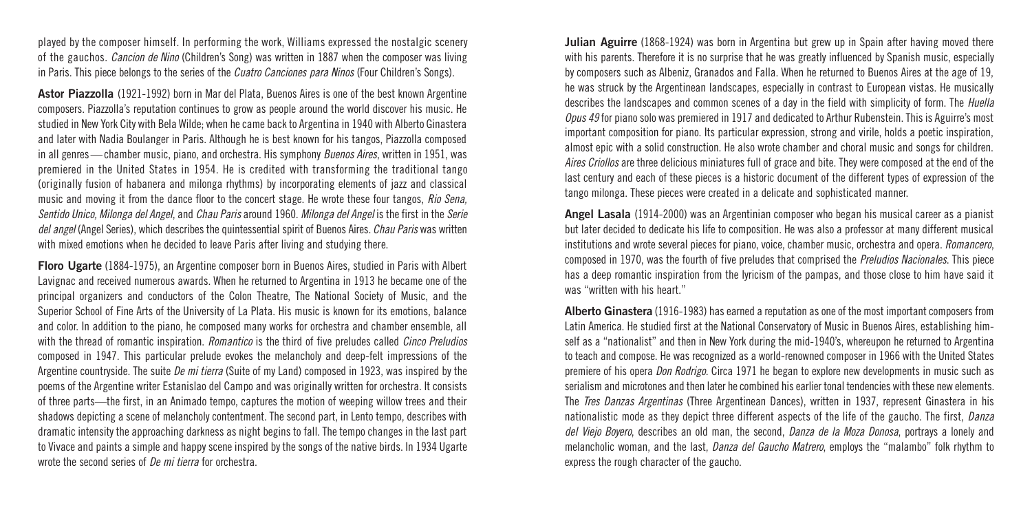played by the composer himself. In performing the work, Williams expressed the nostalgic scenery of the gauchos. *Cancion de Nino* (Children's Song) was written in 1887 when the composer was living in Paris. This piece belongs to the series of the *Cuatro Canciones para Ninos* (Four Children's Songs).

**Astor Piazzolla** (1921-1992) born in Mar del Plata, Buenos Aires is one of the best known Argentine composers. Piazzolla's reputation continues to grow as people around the world discover his music. He studied in New York City with Bela Wilde; when he came back to Argentina in 1940 with Alberto Ginastera and later with Nadia Boulanger in Paris. Although he is best known for his tangos, Piazzolla composed in all genres — chamber music, piano, and orchestra. His symphony *Buenos Aires*, written in 1951, was premiered in the United States in 1954. He is credited with transforming the traditional tango (originally fusion of habanera and milonga rhythms) by incorporating elements of jazz and classical music and moving it from the dance floor to the concert stage. He wrote these four tangos, *Rio Sena, Sentido Unico, Milonga del Angel*, and *Chau Paris* around 1960. *Milonga del Angel* is the first in the *Serie del angel* (Angel Series), which describes the quintessential spirit of Buenos Aires. *Chau Paris* was written with mixed emotions when he decided to leave Paris after living and studying there.

**Floro Ugarte** (1884-1975), an Argentine composer born in Buenos Aires, studied in Paris with Albert Lavignac and received numerous awards. When he returned to Argentina in 1913 he became one of the principal organizers and conductors of the Colon Theatre, The National Society of Music, and the Superior School of Fine Arts of the University of La Plata. His music is known for its emotions, balance and color. In addition to the piano, he composed many works for orchestra and chamber ensemble, all with the thread of romantic inspiration. *Romantico* is the third of five preludes called *Cinco Preludios* composed in 1947. This particular prelude evokes the melancholy and deep-felt impressions of the Argentine countryside. The suite *De mi tierra* (Suite of my Land) composed in 1923, was inspired by the poems of the Argentine writer Estanislao del Campo and was originally written for orchestra. It consists of three parts—the first, in an Animado tempo, captures the motion of weeping willow trees and their shadows depicting a scene of melancholy contentment. The second part, in Lento tempo, describes with dramatic intensity the approaching darkness as night begins to fall. The tempo changes in the last part to Vivace and paints a simple and happy scene inspired by the songs of the native birds. In 1934 Ugarte wrote the second series of *De mi tierra* for orchestra.

**Julian Aguirre** (1868-1924) was born in Argentina but grew up in Spain after having moved there with his parents. Therefore it is no surprise that he was greatly influenced by Spanish music, especially by composers such as Albeniz, Granados and Falla. When he returned to Buenos Aires at the age of 19, he was struck by the Argentinean landscapes, especially in contrast to European vistas. He musically describes the landscapes and common scenes of a day in the field with simplicity of form. The *Huella Opus 49* for piano solo was premiered in 1917 and dedicated to Arthur Rubenstein. This is Aguirre's most important composition for piano. Its particular expression, strong and virile, holds a poetic inspiration, almost epic with a solid construction. He also wrote chamber and choral music and songs for children. *Aires Criollos* are three delicious miniatures full of grace and bite. They were composed at the end of the last century and each of these pieces is a historic document of the different types of expression of the tango milonga. These pieces were created in a delicate and sophisticated manner.

**Angel Lasala** (1914-2000) was an Argentinian composer who began his musical career as a pianist but later decided to dedicate his life to composition. He was also a professor at many different musical institutions and wrote several pieces for piano, voice, chamber music, orchestra and opera. *Romancero*, composed in 1970, was the fourth of five preludes that comprised the *Preludios Nacionales*. This piece has a deep romantic inspiration from the lyricism of the pampas, and those close to him have said it was "written with his heart."

**Alberto Ginastera** (1916-1983) has earned a reputation as one of the most important composers from Latin America. He studied first at the National Conservatory of Music in Buenos Aires, establishing himself as a "nationalist" and then in New York during the mid-1940's, whereupon he returned to Argentina to teach and compose. He was recognized as a world-renowned composer in 1966 with the United States premiere of his opera *Don Rodrigo*. Circa 1971 he began to explore new developments in music such as serialism and microtones and then later he combined his earlier tonal tendencies with these new elements. The *Tres Danzas Argentinas* (Three Argentinean Dances), written in 1937, represent Ginastera in his nationalistic mode as they depict three different aspects of the life of the gaucho. The first, *Danza del Viejo Boyero*, describes an old man, the second, *Danza de la Moza Donosa*, portrays a lonely and melancholic woman, and the last, *Danza del Gaucho Matrero*, employs the "malambo" folk rhythm to express the rough character of the gaucho.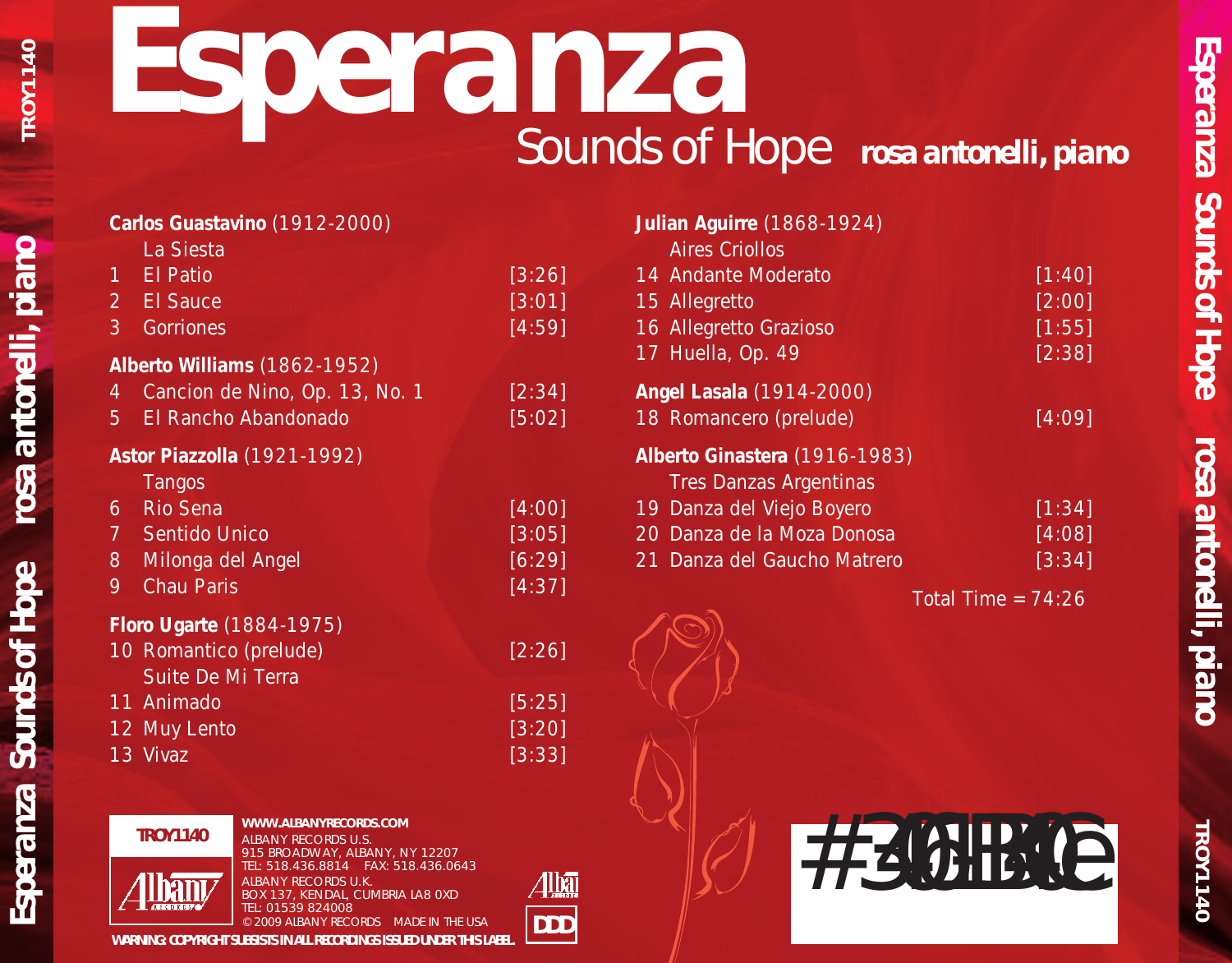# Esperanza

## Sounds of Hope

**rosa antonelli, piano**

**Carlos Guastavino** (1912-2000)

La Siesta

| | | |
|---|---|---|
| 1 | El Patio | [3:26] |
| 2 | El Sauce | [3:01] |
| 3 | Gorriones | [4:59] |

**Alberto Williams** (1862-1952)

| | | |
|---|---|---|
| 4 | Cancion de Nino, Op. 13, No. 1 | [2:34] |
| 5 | El Rancho Abandonado | [5:02] |

**Astor Piazzolla** (1921-1992)

Tangos

| | | |
|---|---|---|
| 6 | Rio Sena | [4:00] |
| 7 | Sentido Unico | [3:05] |
| 8 | Milonga del Angel | [6:29] |
| 9 | Chau Paris | [4:37] |

**Floro Ugarte** (1884-1975)

| | | |
|---|---|---|
| 10 | Romantico (prelude) | [2:26] |
| | Suite De Mi Terra | |
| 11 | Animado | [5:25] |
| 12 | Muy Lento | [3:20] |
| 13 | Vivaz | [3:33] |

**Julian Aguirre** (1868-1924)

Aires Criollos

| | | |
|---|---|---|
| 14 | Andante Moderato | [1:40] |
| 15 | Allegretto | [2:00] |
| 16 | Allegretto Grazioso | [1:55] |
| 17 | Huella, Op. 49 | [2:38] |

**Angel Lasala** (1914-2000)

| | | |
|---|---|---|
| 18 | Romancero (prelude) | [4:09] |

**Alberto Ginastera** (1916-1983)

Tres Danzas Argentinas

| | | |
|---|---|---|
| 19 | Danza del Viejo Boyero | [1:34] |
| 20 | Danza de la Moza Donosa | [4:08] |
| 21 | Danza del Gaucho Matrero | [3:34] |

Total Time = 74:26

TROY1140

WWW.ALBANYRECORDS.COM
ALBANY RECORDS U.S.
915 BROADWAY, ALBANY, NY 12207
TEL: 518.436.8814 FAX: 518.436.0643
ALBANY RECORDS U.K.
BOX 137, KENDAL, CUMBRIA LA8 0XD
TEL: 01539 824008
© 2009 ALBANY RECORDS MADE IN THE USA

WARNING: COPYRIGHT SUBSISTS IN ALL RECORDINGS ISSUED UNDER THIS LABEL.

DDD